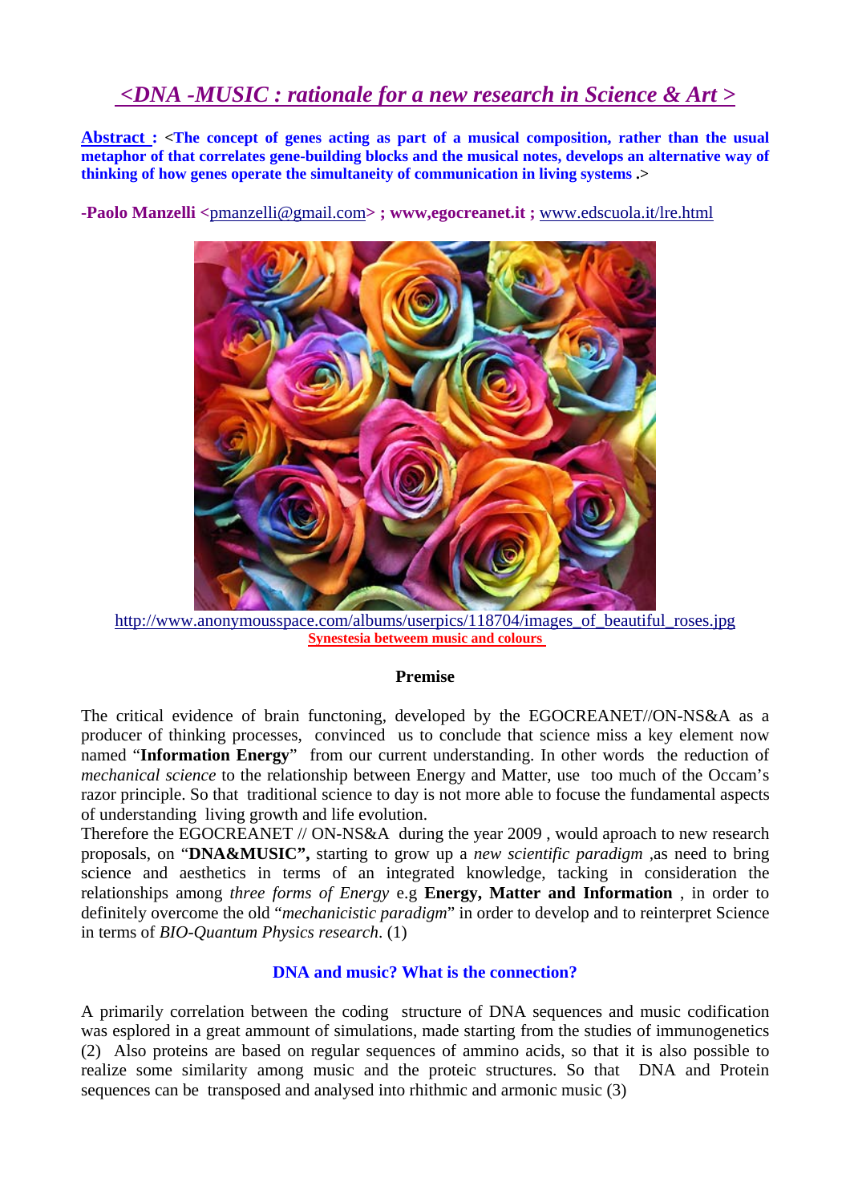# *<DNA -MUSIC : rationale for a new research in Science & Art >*

**Abstract :** **<The concept of genes acting as part of a musical composition, rather than the usual metaphor of that correlates gene-building blocks and the musical notes, develops an alternative way of thinking of how genes operate the simultaneity of communication in living systems .>**

**-Paolo Manzelli <pmanzelli@gmail.com> ; www,egocreanet.it ;** www.edscuola.it/lre.html

http://www.anonymousspace.com/albums/userpics/118704/images_of_beautiful_roses.jpg

**Synestesia betweem music and colours**

### Premise

The critical evidence of brain functoning, developed by the EGOCREANET//ON-NS&A as a producer of thinking processes, convinced us to conclude that science miss a key element now named "**Information Energy**" from our current understanding. In other words the reduction of *mechanical science* to the relationship between Energy and Matter, use too much of the Occam's razor principle. So that traditional science to day is not more able to focuse the fundamental aspects of understanding living growth and life evolution.

Therefore the EGOCREANET // ON-NS&A during the year 2009 , would aproach to new research proposals, on "**DNA&MUSIC",** starting to grow up a *new scientific paradigm* ,as need to bring science and aesthetics in terms of an integrated knowledge, tacking in consideration the relationships among *three forms of Energy* e.g **Energy, Matter and Information** , in order to definitely overcome the old "*mechanicistic paradigm*" in order to develop and to reinterpret Science in terms of *BIO-Quantum Physics research*. (1)

### DNA and music? What is the connection?

A primarily correlation between the coding structure of DNA sequences and music codification was esplored in a great ammount of simulations, made starting from the studies of immunogenetics (2) Also proteins are based on regular sequences of ammino acids, so that it is also possible to realize some similarity among music and the proteic structures. So that DNA and Protein sequences can be transposed and analysed into rhithmic and armonic music (3)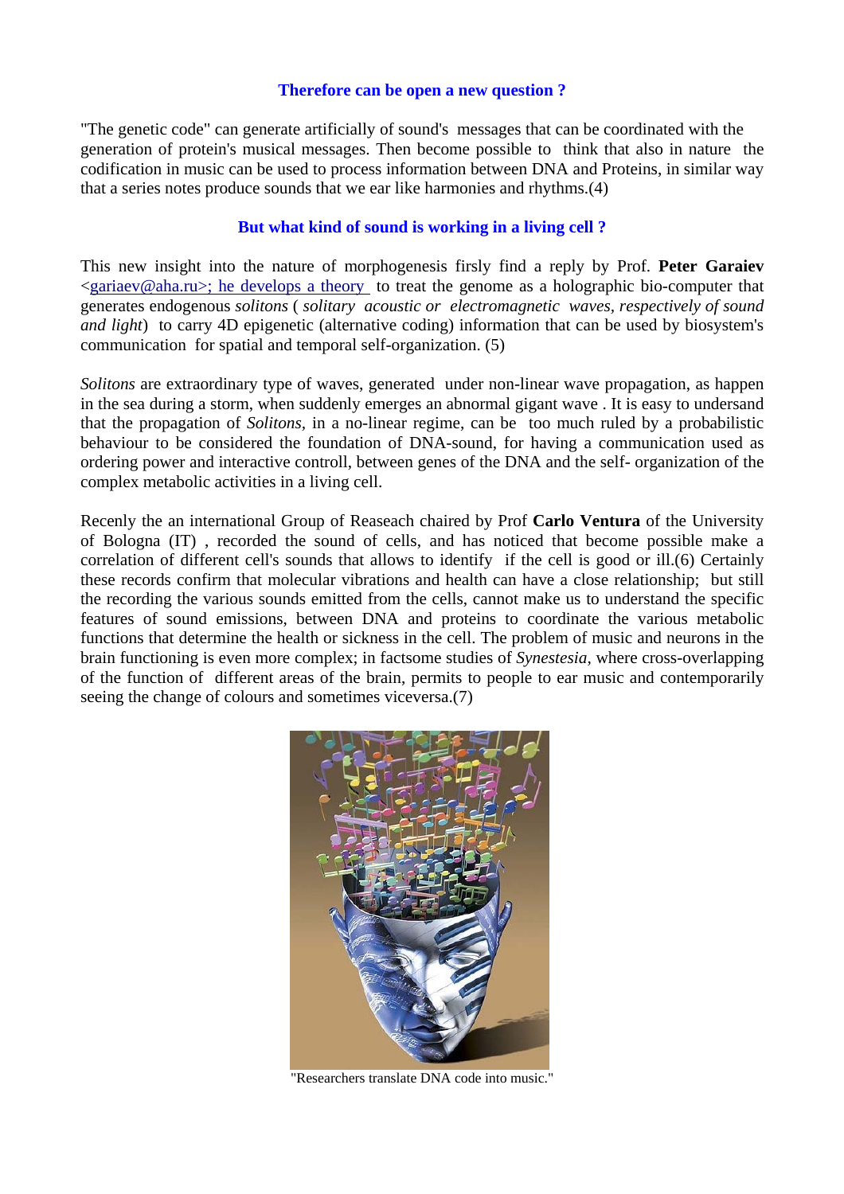### Therefore can be open a new question ?

"The genetic code" can generate artificially of sound's messages that can be coordinated with the generation of protein's musical messages. Then become possible to think that also in nature the codification in music can be used to process information between DNA and Proteins, in similar way that a series notes produce sounds that we ear like harmonies and rhythms.(4)

### But what kind of sound is working in a living cell ?

This new insight into the nature of morphogenesis firsly find a reply by Prof. **Peter Garaiev** <gariaev@aha.ru>; he develops a theory to treat the genome as a holographic bio-computer that generates endogenous *solitons* ( *solitary acoustic or electromagnetic waves, respectively of sound and light*) to carry 4D epigenetic (alternative coding) information that can be used by biosystem's communication for spatial and temporal self-organization. (5)

*Solitons* are extraordinary type of waves, generated under non-linear wave propagation, as happen in the sea during a storm, when suddenly emerges an abnormal gigant wave . It is easy to undersand that the propagation of *Solitons*, in a no-linear regime, can be too much ruled by a probabilistic behaviour to be considered the foundation of DNA-sound, for having a communication used as ordering power and interactive controll, between genes of the DNA and the self- organization of the complex metabolic activities in a living cell.

Recenly the an international Group of Reaseach chaired by Prof **Carlo Ventura** of the University of Bologna (IT) , recorded the sound of cells, and has noticed that become possible make a correlation of different cell's sounds that allows to identify if the cell is good or ill.(6) Certainly these records confirm that molecular vibrations and health can have a close relationship; but still the recording the various sounds emitted from the cells, cannot make us to understand the specific features of sound emissions, between DNA and proteins to coordinate the various metabolic functions that determine the health or sickness in the cell. The problem of music and neurons in the brain functioning is even more complex; in factsome studies of *Synestesia,* where cross-overlapping of the function of different areas of the brain, permits to people to ear music and contemporarily seeing the change of colours and sometimes viceversa.(7)

"Researchers translate DNA code into music."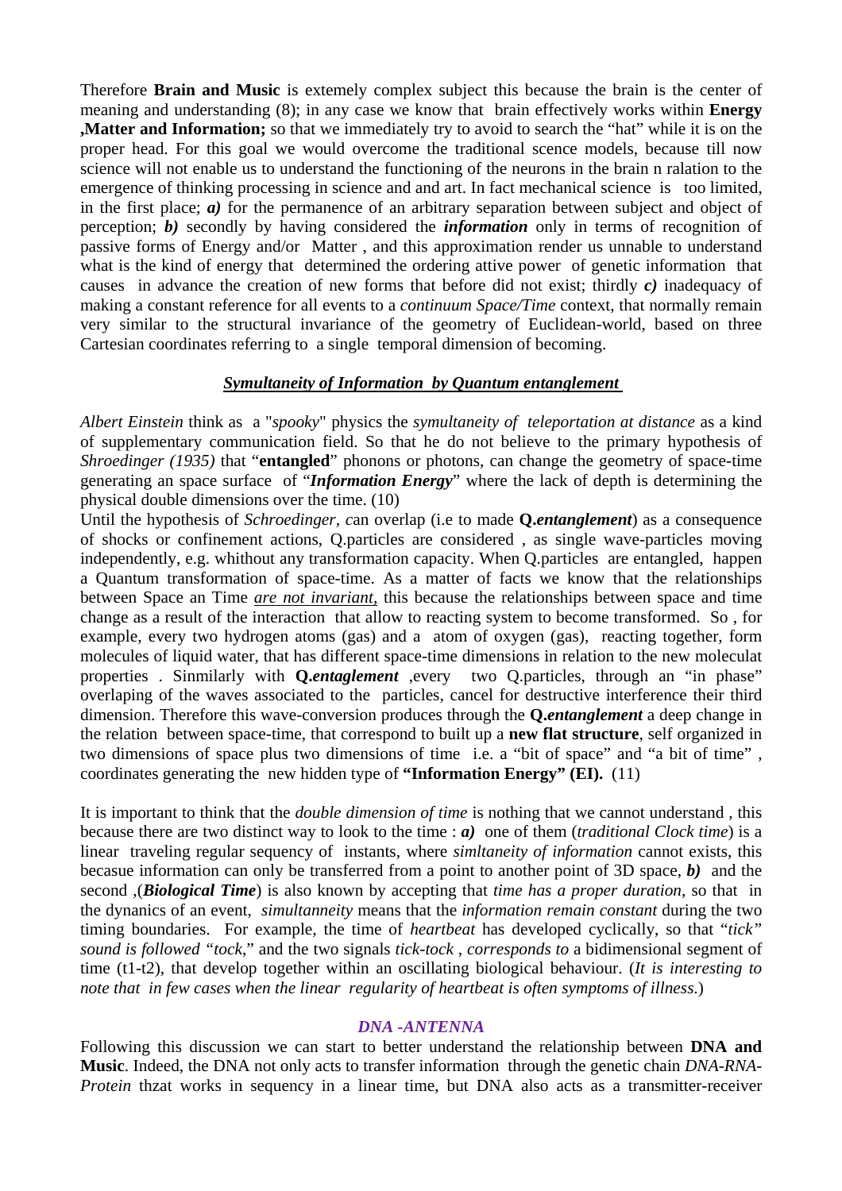Therefore **Brain and Music** is extemely complex subject this because the brain is the center of meaning and understanding (8); in any case we know that brain effectively works within **Energy ,Matter and Information;** so that we immediately try to avoid to search the "hat" while it is on the proper head. For this goal we would overcome the traditional scence models, because till now science will not enable us to understand the functioning of the neurons in the brain n ralation to the emergence of thinking processing in science and and art. In fact mechanical science is too limited, in the first place; ***a)*** for the permanence of an arbitrary separation between subject and object of perception; ***b)*** secondly by having considered the ***information*** only in terms of recognition of passive forms of Energy and/or Matter , and this approximation render us unnable to understand what is the kind of energy that determined the ordering attive power of genetic information that causes in advance the creation of new forms that before did not exist; thirdly ***c)*** inadequacy of making a constant reference for all events to a *continuum Space/Time* context, that normally remain very similar to the structural invariance of the geometry of Euclidean-world, based on three Cartesian coordinates referring to a single temporal dimension of becoming.

### ***Symultaneity of Information by Quantum entanglement***

*Albert Einstein* think as a "*spooky*" physics the *symultaneity of teleportation at distance* as a kind of supplementary communication field. So that he do not believe to the primary hypothesis of *Shroedinger (1935)* that "**entangled**" phonons or photons, can change the geometry of space-time generating an space surface of "***Information Energy***" where the lack of depth is determining the physical double dimensions over the time. (10)

Until the hypothesis of *Schroedinger, c*an overlap (i.e to made **Q.*entanglement***) as a consequence of shocks or confinement actions, Q.particles are considered , as single wave-particles moving independently, e.g. whithout any transformation capacity. When Q.particles are entangled, happen a Quantum transformation of space-time. As a matter of facts we know that the relationships between Space an Time *are not invariant,* this because the relationships between space and time change as a result of the interaction that allow to reacting system to become transformed. So , for example, every two hydrogen atoms (gas) and a atom of oxygen (gas), reacting together, form molecules of liquid water, that has different space-time dimensions in relation to the new moleculat properties . Sinmilarly with **Q.*entaglement*** ,every two Q.particles, through an "in phase" overlaping of the waves associated to the particles, cancel for destructive interference their third dimension. Therefore this wave-conversion produces through the **Q.*entaglement*** a deep change in the relation between space-time, that correspond to built up a **new flat structure**, self organized in two dimensions of space plus two dimensions of time i.e. a "bit of space" and "a bit of time" , coordinates generating the new hidden type of **"Information Energy" (EI).** (11)

It is important to think that the *double dimension of time* is nothing that we cannot understand , this because there are two distinct way to look to the time : ***a)*** one of them (*traditional Clock time*) is a linear traveling regular sequency of instants, where *simltaneity of information* cannot exists, this becasue information can only be transferred from a point to another point of 3D space, ***b)*** and the second ,(***Biological Time***) is also known by accepting that *time has a proper duration*, so that in the dynanics of an event, *simultanneity* means that the *information remain constant* during the two timing boundaries. For example, the time of *heartbeat* has developed cyclically, so that "*tick" sound is followed "tock*," and the two signals *tick-tock , corresponds to* a bidimensional segment of time (t1-t2), that develop together within an oscillating biological behaviour. (*It is interesting to note that in few cases when the linear regularity of heartbeat is often symptoms of illness*.)

### ***DNA -ANTENNA***

Following this discussion we can start to better understand the relationship between **DNA and Music**. Indeed, the DNA not only acts to transfer information through the genetic chain *DNA-RNA-Protein* thzat works in sequency in a linear time, but DNA also acts as a transmitter-receiver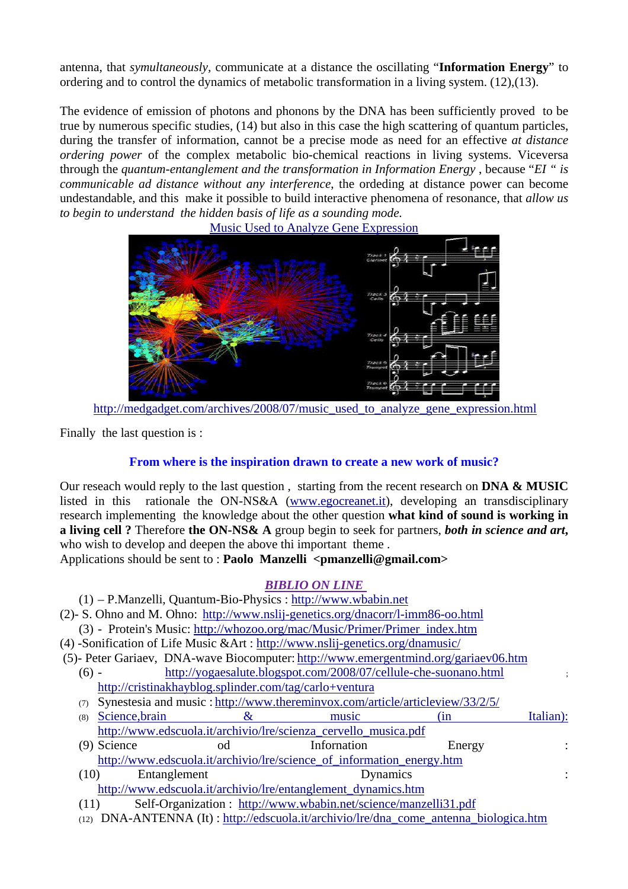antenna, that *symultaneously*, communicate at a distance the oscillating "**Information Energy**" to ordering and to control the dynamics of metabolic transformation in a living system. (12),(13).

The evidence of emission of photons and phonons by the DNA has been sufficiently proved to be true by numerous specific studies, (14) but also in this case the high scattering of quantum particles, during the transfer of information, cannot be a precise mode as need for an effective *at distance ordering power* of the complex metabolic bio-chemical reactions in living systems. Viceversa through the *quantum-entanglement and the transformation in Information Energy* , because "*EI " is communicable ad distance without any interference*, the ordeding at distance power can become undestandable, and this make it possible to build interactive phenomena of resonance, that *allow us to begin to understand the hidden basis of life as a sounding mode.*

Music Used to Analyze Gene Expression

http://medgadget.com/archives/2008/07/music_used_to_analyze_gene_expression.html

Finally the last question is :

**From where is the inspiration drawn to create a new work of music?**

Our reseach would reply to the last question , starting from the recent research on **DNA & MUSIC** listed in this rationale the ON-NS&A (www.egocreanet.it), developing an transdisciplinary research implementing the knowledge about the other question **what kind of sound is working in a living cell ?** Therefore **the ON-NS& A** group begin to seek for partners, ***both in science and art,*** who wish to develop and deepen the above thi important theme .
Applications should be sent to : **Paolo Manzelli <pmanzelli@gmail.com>**

***BIBLIO ON LINE***

(1) – P.Manzelli, Quantum-Bio-Physics : http://www.wbabin.net
(2)- S. Ohno and M. Ohno: http://www.nslij-genetics.org/dnacorr/l-imm86-oo.html
(3) - Protein's Music: http://whozoo.org/mac/Music/Primer/Primer_index.htm
(4) -Sonification of Life Music &Art : http://www.nslij-genetics.org/dnamusic/
(5)- Peter Gariaev, DNA-wave Biocomputer: http://www.emergentmind.org/gariaev06.htm
(6) - http://yogaesalute.blogspot.com/2008/07/cellule-che-suonano.html ; http://cristinakhayblog.splinder.com/tag/carlo+ventura
(7) Synestesia and music : http://www.thereminvox.com/article/articleview/33/2/5/
(8) Science,brain & music (in Italian): http://www.edscuola.it/archivio/lre/scienza_cervello_musica.pdf
(9) Science od Infornation Energy : http://www.edscuola.it/archivio/lre/science_of_information_energy.htm
(10) Entanglement Dynamics : http://www.edscuola.it/archivio/lre/entanglement_dynamics.htm
(11) Self-Organization : http://www.wbabin.net/science/manzelli31.pdf
(12) DNA-ANTENNA (It) : http://edscuola.it/archivio/lre/dna_come_antenna_biologica.htm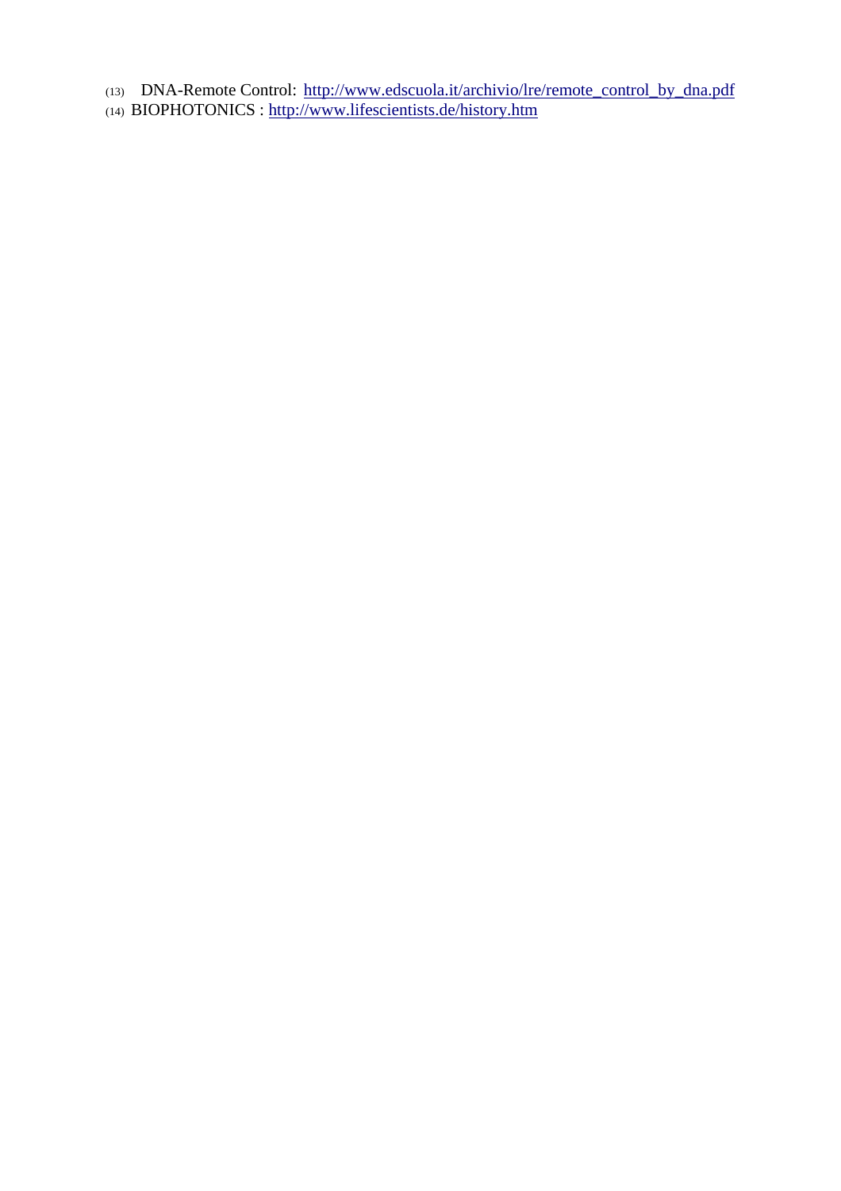(13) DNA-Remote Control: http://www.edscuola.it/archivio/lre/remote_control_by_dna.pdf

(14) BIOPHOTONICS : http://www.lifescientists.de/history.htm